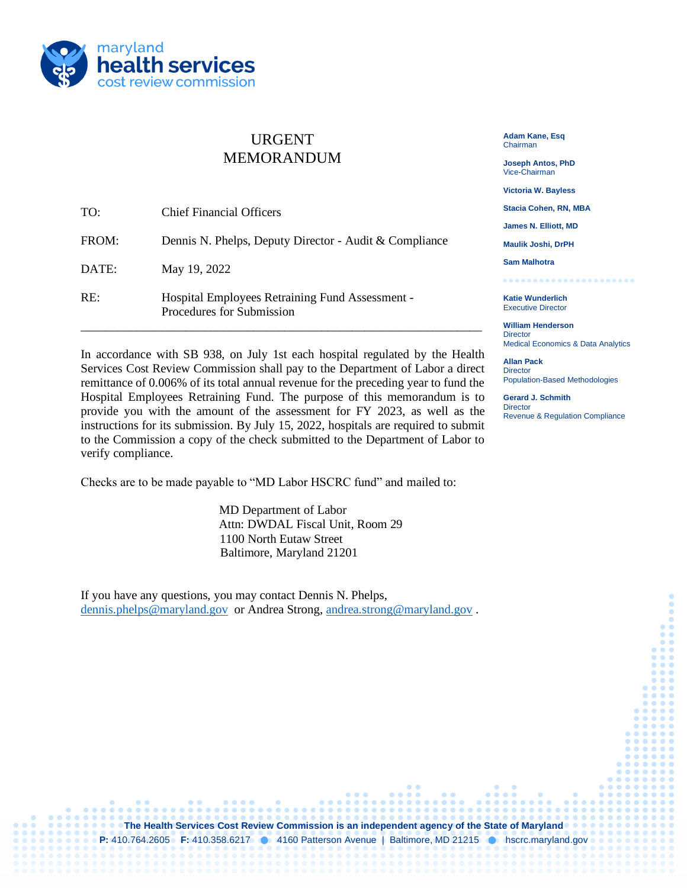maryland
**health services**
cost review commission

# URGENT MEMORANDUM

**Adam Kane, Esq**
Chairman

**Joseph Antos, PhD**
Vice-Chairman

**Victoria W. Bayless**

**Stacia Cohen, RN, MBA**

**James N. Elliott, MD**

**Maulik Joshi, DrPH**

**Sam Malhotra**

**Katie Wunderlich**
Executive Director

**William Henderson**
Director
Medical Economics & Data Analytics

**Allan Pack**
Director
Population-Based Methodologies

**Gerard J. Schmith**
Director
Revenue & Regulation Compliance

| | |
|---|---|
| TO: | Chief Financial Officers |
| FROM: | Dennis N. Phelps, Deputy Director - Audit & Compliance |
| DATE: | May 19, 2022 |
| RE: | Hospital Employees Retraining Fund Assessment - Procedures for Submission |

---

In accordance with SB 938, on July 1st each hospital regulated by the Health Services Cost Review Commission shall pay to the Department of Labor a direct remittance of 0.006% of its total annual revenue for the preceding year to fund the Hospital Employees Retraining Fund. The purpose of this memorandum is to provide you with the amount of the assessment for FY 2023, as well as the instructions for its submission. By July 15, 2022, hospitals are required to submit to the Commission a copy of the check submitted to the Department of Labor to verify compliance.

Checks are to be made payable to "MD Labor HSCRC fund" and mailed to:

MD Department of Labor
Attn: DWDAL Fiscal Unit, Room 29
1100 North Eutaw Street
Baltimore, Maryland 21201

If you have any questions, you may contact Dennis N. Phelps, dennis.phelps@maryland.gov or Andrea Strong, andrea.strong@maryland.gov .

**The Health Services Cost Review Commission is an independent agency of the State of Maryland**
**P:** 410.764.2605 **F:** 410.358.6217 4160 Patterson Avenue | Baltimore, MD 21215 hscrc.maryland.gov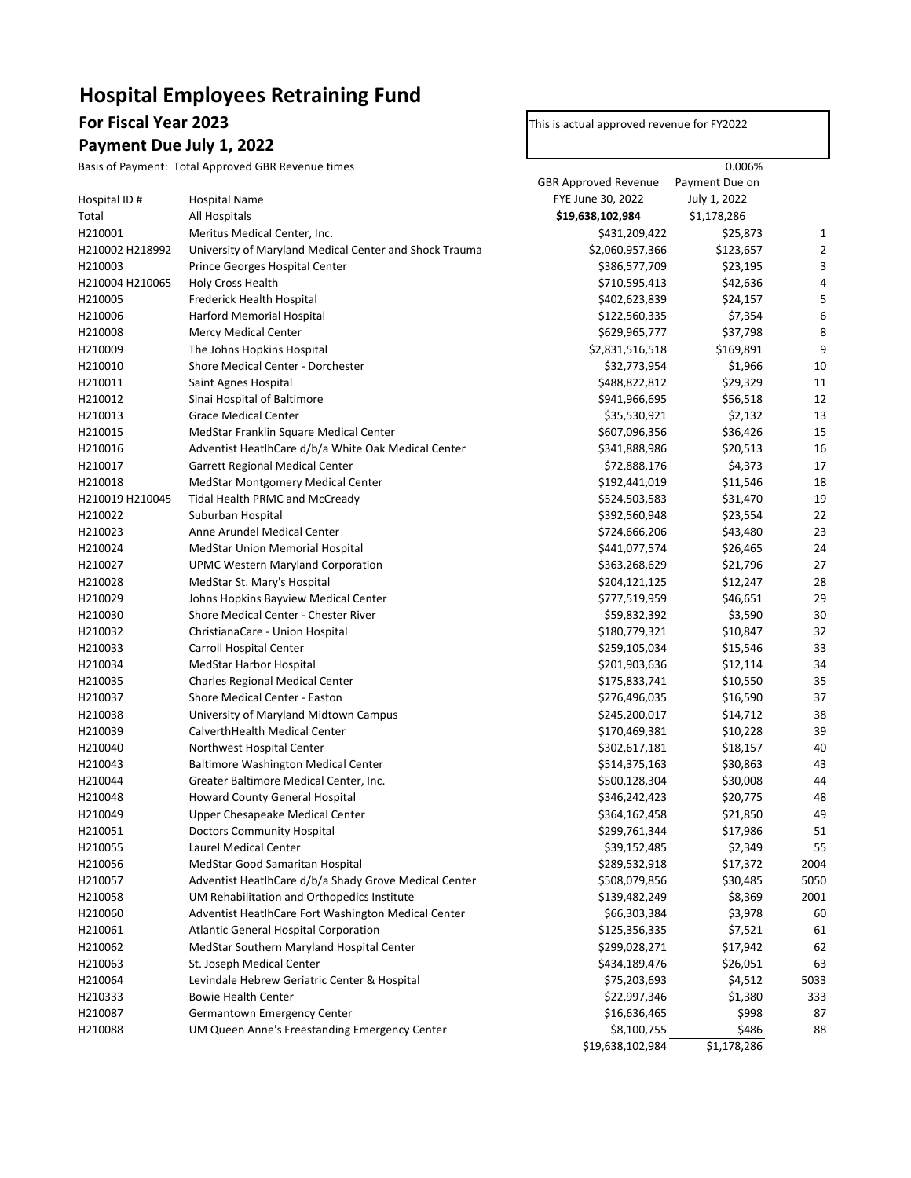# Hospital Employees Retraining Fund

## For Fiscal Year 2023

## Payment Due July 1, 2022

This is actual approved revenue for FY2022

Basis of Payment: Total Approved GBR Revenue times 0.006%

| Hospital ID # | Hospital Name | GBR Approved Revenue FYE June 30, 2022 | Payment Due on July 1, 2022 | |
|---|---|---|---|---|
| Total | All Hospitals | **$19,638,102,984** | $1,178,286 | |
| H210001 | Meritus Medical Center, Inc. | $431,209,422 | $25,873 | 1 |
| H210002 H218992 | University of Maryland Medical Center and Shock Trauma | $2,060,957,366 | $123,657 | 2 |
| H210003 | Prince Georges Hospital Center | $386,577,709 | $23,195 | 3 |
| H210004 H210065 | Holy Cross Health | $710,595,413 | $42,636 | 4 |
| H210005 | Frederick Health Hospital | $402,623,839 | $24,157 | 5 |
| H210006 | Harford Memorial Hospital | $122,560,335 | $7,354 | 6 |
| H210008 | Mercy Medical Center | $629,965,777 | $37,798 | 8 |
| H210009 | The Johns Hopkins Hospital | $2,831,516,518 | $169,891 | 9 |
| H210010 | Shore Medical Center - Dorchester | $32,773,954 | $1,966 | 10 |
| H210011 | Saint Agnes Hospital | $488,822,812 | $29,329 | 11 |
| H210012 | Sinai Hospital of Baltimore | $941,966,695 | $56,518 | 12 |
| H210013 | Grace Medical Center | $35,530,921 | $2,132 | 13 |
| H210015 | MedStar Franklin Square Medical Center | $607,096,356 | $36,426 | 15 |
| H210016 | Adventist HeatlhCare d/b/a White Oak Medical Center | $341,888,986 | $20,513 | 16 |
| H210017 | Garrett Regional Medical Center | $72,888,176 | $4,373 | 17 |
| H210018 | MedStar Montgomery Medical Center | $192,441,019 | $11,546 | 18 |
| H210019 H210045 | Tidal Health PRMC and McCready | $524,503,583 | $31,470 | 19 |
| H210022 | Suburban Hospital | $392,560,948 | $23,554 | 22 |
| H210023 | Anne Arundel Medical Center | $724,666,206 | $43,480 | 23 |
| H210024 | MedStar Union Memorial Hospital | $441,077,574 | $26,465 | 24 |
| H210027 | UPMC Western Maryland Corporation | $363,268,629 | $21,796 | 27 |
| H210028 | MedStar St. Mary's Hospital | $204,121,125 | $12,247 | 28 |
| H210029 | Johns Hopkins Bayview Medical Center | $777,519,959 | $46,651 | 29 |
| H210030 | Shore Medical Center - Chester River | $59,832,392 | $3,590 | 30 |
| H210032 | ChristianaCare - Union Hospital | $180,779,321 | $10,847 | 32 |
| H210033 | Carroll Hospital Center | $259,105,034 | $15,546 | 33 |
| H210034 | MedStar Harbor Hospital | $201,903,636 | $12,114 | 34 |
| H210035 | Charles Regional Medical Center | $175,833,741 | $10,550 | 35 |
| H210037 | Shore Medical Center - Easton | $276,496,035 | $16,590 | 37 |
| H210038 | University of Maryland Midtown Campus | $245,200,017 | $14,712 | 38 |
| H210039 | CalverthHealth Medical Center | $170,469,381 | $10,228 | 39 |
| H210040 | Northwest Hospital Center | $302,617,181 | $18,157 | 40 |
| H210043 | Baltimore Washington Medical Center | $514,375,163 | $30,863 | 43 |
| H210044 | Greater Baltimore Medical Center, Inc. | $500,128,304 | $30,008 | 44 |
| H210048 | Howard County General Hospital | $346,242,423 | $20,775 | 48 |
| H210049 | Upper Chesapeake Medical Center | $364,162,458 | $21,850 | 49 |
| H210051 | Doctors Community Hospital | $299,761,344 | $17,986 | 51 |
| H210055 | Laurel Medical Center | $39,152,485 | $2,349 | 55 |
| H210056 | MedStar Good Samaritan Hospital | $289,532,918 | $17,372 | 2004 |
| H210057 | Adventist HeatlhCare d/b/a Shady Grove Medical Center | $508,079,856 | $30,485 | 5050 |
| H210058 | UM Rehabilitation and Orthopedics Institute | $139,482,249 | $8,369 | 2001 |
| H210060 | Adventist HeatlhCare Fort Washington Medical Center | $66,303,384 | $3,978 | 60 |
| H210061 | Atlantic General Hospital Corporation | $125,356,335 | $7,521 | 61 |
| H210062 | MedStar Southern Maryland Hospital Center | $299,028,271 | $17,942 | 62 |
| H210063 | St. Joseph Medical Center | $434,189,476 | $26,051 | 63 |
| H210064 | Levindale Hebrew Geriatric Center & Hospital | $75,203,693 | $4,512 | 5033 |
| H210333 | Bowie Health Center | $22,997,346 | $1,380 | 333 |
| H210087 | Germantown Emergency Center | $16,636,465 | $998 | 87 |
| H210088 | UM Queen Anne's Freestanding Emergency Center | $8,100,755 | $486 | 88 |
| | | $19,638,102,984 | $1,178,286 | |